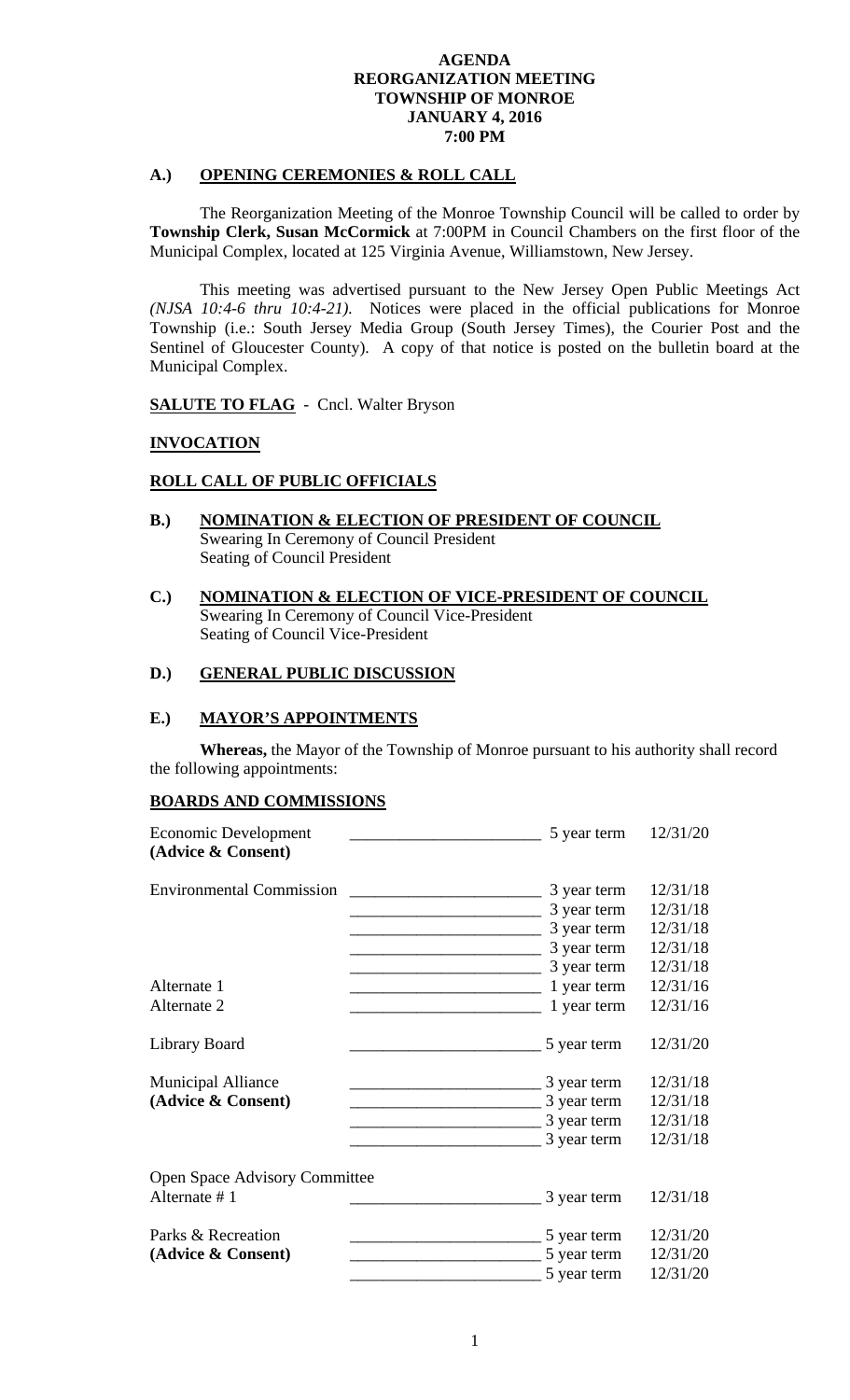# AGENDA
# REORGANIZATION MEETING
# TOWNSHIP OF MONROE
# JANUARY 4, 2016
# 7:00 PM

## A.) OPENING CEREMONIES & ROLL CALL

The Reorganization Meeting of the Monroe Township Council will be called to order by **Township Clerk, Susan McCormick** at 7:00PM in Council Chambers on the first floor of the Municipal Complex, located at 125 Virginia Avenue, Williamstown, New Jersey.

This meeting was advertised pursuant to the New Jersey Open Public Meetings Act *(NJSA 10:4-6 thru 10:4-21).* Notices were placed in the official publications for Monroe Township (i.e.: South Jersey Media Group (South Jersey Times), the Courier Post and the Sentinel of Gloucester County). A copy of that notice is posted on the bulletin board at the Municipal Complex.

**SALUTE TO FLAG** - Cncl. Walter Bryson

**INVOCATION**

**ROLL CALL OF PUBLIC OFFICIALS**

## B.) NOMINATION & ELECTION OF PRESIDENT OF COUNCIL

Swearing In Ceremony of Council President
Seating of Council President

## C.) NOMINATION & ELECTION OF VICE-PRESIDENT OF COUNCIL

Swearing In Ceremony of Council Vice-President
Seating of Council Vice-President

## D.) GENERAL PUBLIC DISCUSSION

## E.) MAYOR'S APPOINTMENTS

**Whereas,** the Mayor of the Township of Monroe pursuant to his authority shall record the following appointments:

### BOARDS AND COMMISSIONS

| | | | |
|---|---|---|---|
| Economic Development **(Advice & Consent)** | ______________________ | 5 year term | 12/31/20 |
| Environmental Commission | ______________________ | 3 year term | 12/31/18 |
| | ______________________ | 3 year term | 12/31/18 |
| | ______________________ | 3 year term | 12/31/18 |
| | ______________________ | 3 year term | 12/31/18 |
| | ______________________ | 3 year term | 12/31/18 |
| Alternate 1 | ______________________ | 1 year term | 12/31/16 |
| Alternate 2 | ______________________ | 1 year term | 12/31/16 |
| Library Board | ______________________ | 5 year term | 12/31/20 |
| Municipal Alliance | ______________________ | 3 year term | 12/31/18 |
| **(Advice & Consent)** | ______________________ | 3 year term | 12/31/18 |
| | ______________________ | 3 year term | 12/31/18 |
| | ______________________ | 3 year term | 12/31/18 |
| Open Space Advisory Committee | | | |
| Alternate # 1 | ______________________ | 3 year term | 12/31/18 |
| Parks & Recreation | ______________________ | 5 year term | 12/31/20 |
| **(Advice & Consent)** | ______________________ | 5 year term | 12/31/20 |
| | ______________________ | 5 year term | 12/31/20 |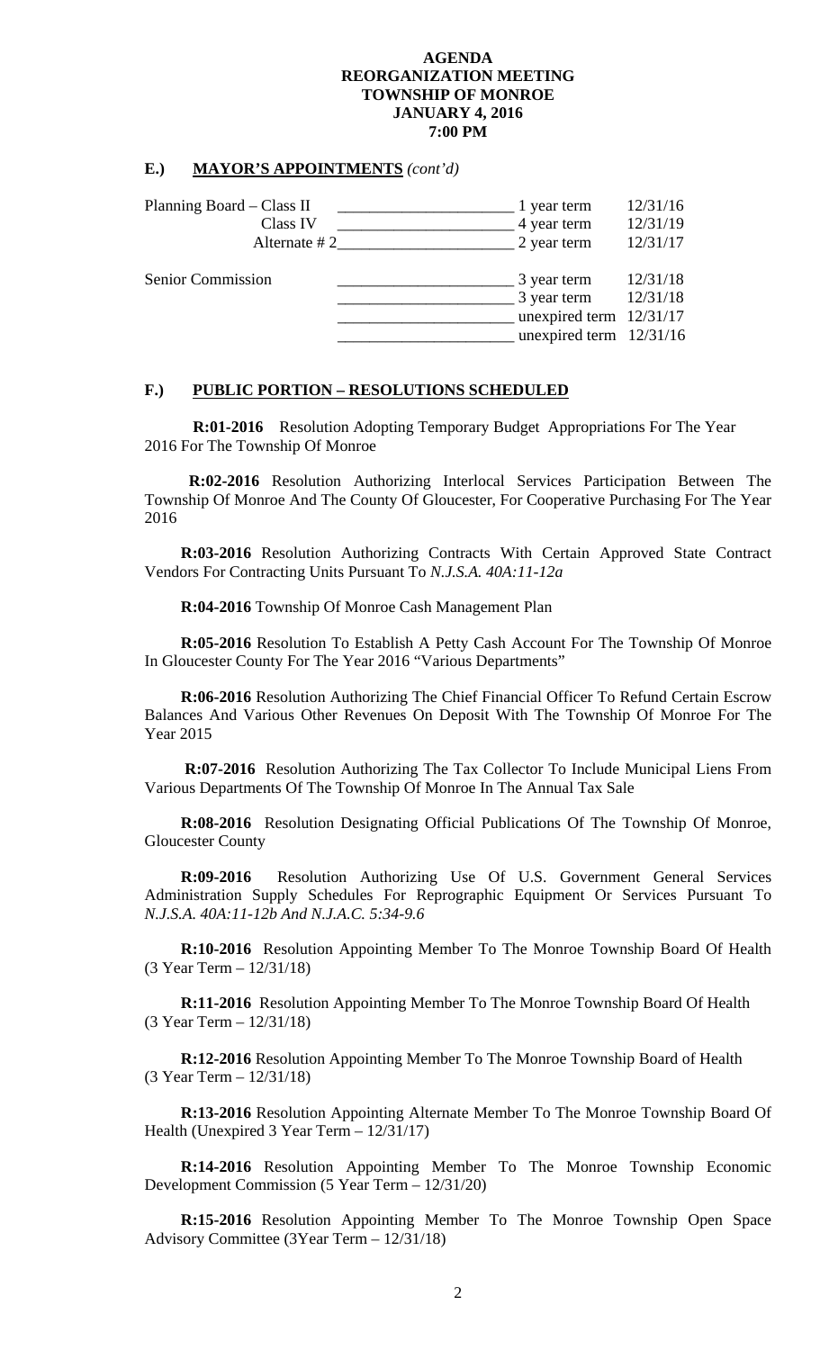**AGENDA**
**REORGANIZATION MEETING**
**TOWNSHIP OF MONROE**
**JANUARY 4, 2016**
**7:00 PM**

## E.) MAYOR'S APPOINTMENTS *(cont'd)*

| | | | |
|---|---|---|---|
| Planning Board – Class II | ______________________ | 1 year term | 12/31/16 |
| Class IV | ______________________ | 4 year term | 12/31/19 |
| Alternate # 2 | ______________________ | 2 year term | 12/31/17 |
| Senior Commission | ______________________ | 3 year term | 12/31/18 |
| | ______________________ | 3 year term | 12/31/18 |
| | ______________________ | unexpired term | 12/31/17 |
| | ______________________ | unexpired term | 12/31/16 |

## F.) PUBLIC PORTION – RESOLUTIONS SCHEDULED

**R:01-2016** Resolution Adopting Temporary Budget Appropriations For The Year 2016 For The Township Of Monroe

**R:02-2016** Resolution Authorizing Interlocal Services Participation Between The Township Of Monroe And The County Of Gloucester, For Cooperative Purchasing For The Year 2016

**R:03-2016** Resolution Authorizing Contracts With Certain Approved State Contract Vendors For Contracting Units Pursuant To *N.J.S.A. 40A:11-12a*

**R:04-2016** Township Of Monroe Cash Management Plan

**R:05-2016** Resolution To Establish A Petty Cash Account For The Township Of Monroe In Gloucester County For The Year 2016 "Various Departments"

**R:06-2016** Resolution Authorizing The Chief Financial Officer To Refund Certain Escrow Balances And Various Other Revenues On Deposit With The Township Of Monroe For The Year 2015

**R:07-2016** Resolution Authorizing The Tax Collector To Include Municipal Liens From Various Departments Of The Township Of Monroe In The Annual Tax Sale

**R:08-2016** Resolution Designating Official Publications Of The Township Of Monroe, Gloucester County

**R:09-2016** Resolution Authorizing Use Of U.S. Government General Services Administration Supply Schedules For Reprographic Equipment Or Services Pursuant To *N.J.S.A. 40A:11-12b And N.J.A.C. 5:34-9.6*

**R:10-2016** Resolution Appointing Member To The Monroe Township Board Of Health (3 Year Term – 12/31/18)

**R:11-2016** Resolution Appointing Member To The Monroe Township Board Of Health (3 Year Term – 12/31/18)

**R:12-2016** Resolution Appointing Member To The Monroe Township Board of Health (3 Year Term – 12/31/18)

**R:13-2016** Resolution Appointing Alternate Member To The Monroe Township Board Of Health (Unexpired 3 Year Term – 12/31/17)

**R:14-2016** Resolution Appointing Member To The Monroe Township Economic Development Commission (5 Year Term – 12/31/20)

**R:15-2016** Resolution Appointing Member To The Monroe Township Open Space Advisory Committee (3Year Term – 12/31/18)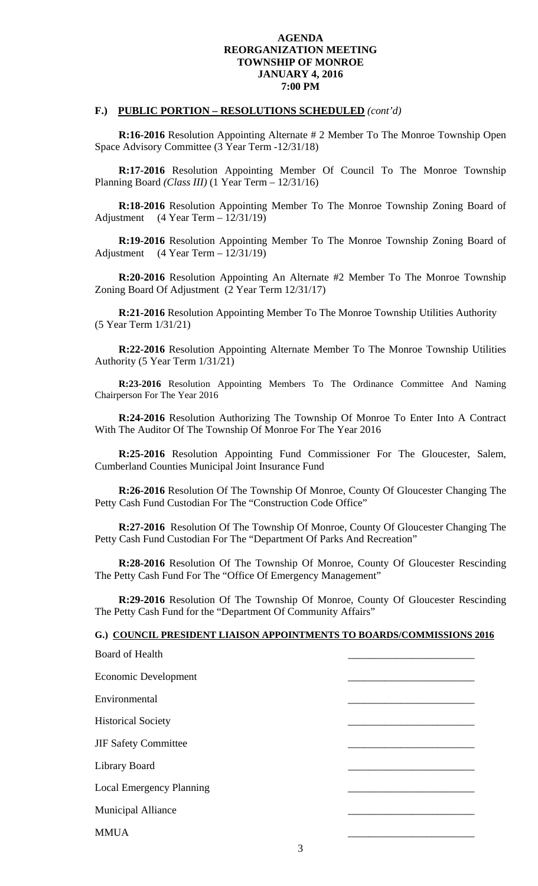**AGENDA**
**REORGANIZATION MEETING**
**TOWNSHIP OF MONROE**
**JANUARY 4, 2016**
**7:00 PM**

### F.) PUBLIC PORTION – RESOLUTIONS SCHEDULED *(cont'd)*

**R:16-2016** Resolution Appointing Alternate # 2 Member To The Monroe Township Open Space Advisory Committee (3 Year Term -12/31/18)

**R:17-2016** Resolution Appointing Member Of Council To The Monroe Township Planning Board *(Class III)* (1 Year Term – 12/31/16)

**R:18-2016** Resolution Appointing Member To The Monroe Township Zoning Board of Adjustment (4 Year Term – 12/31/19)

**R:19-2016** Resolution Appointing Member To The Monroe Township Zoning Board of Adjustment (4 Year Term – 12/31/19)

**R:20-2016** Resolution Appointing An Alternate #2 Member To The Monroe Township Zoning Board Of Adjustment (2 Year Term 12/31/17)

**R:21-2016** Resolution Appointing Member To The Monroe Township Utilities Authority (5 Year Term 1/31/21)

**R:22-2016** Resolution Appointing Alternate Member To The Monroe Township Utilities Authority (5 Year Term 1/31/21)

**R:23-2016** Resolution Appointing Members To The Ordinance Committee And Naming Chairperson For The Year 2016

**R:24-2016** Resolution Authorizing The Township Of Monroe To Enter Into A Contract With The Auditor Of The Township Of Monroe For The Year 2016

**R:25-2016** Resolution Appointing Fund Commissioner For The Gloucester, Salem, Cumberland Counties Municipal Joint Insurance Fund

**R:26-2016** Resolution Of The Township Of Monroe, County Of Gloucester Changing The Petty Cash Fund Custodian For The "Construction Code Office"

**R:27-2016** Resolution Of The Township Of Monroe, County Of Gloucester Changing The Petty Cash Fund Custodian For The "Department Of Parks And Recreation"

**R:28-2016** Resolution Of The Township Of Monroe, County Of Gloucester Rescinding The Petty Cash Fund For The "Office Of Emergency Management"

**R:29-2016** Resolution Of The Township Of Monroe, County Of Gloucester Rescinding The Petty Cash Fund for the "Department Of Community Affairs"

### G.) COUNCIL PRESIDENT LIAISON APPOINTMENTS TO BOARDS/COMMISSIONS 2016

Board of Health ________________________

Economic Development ________________________

Environmental ________________________

Historical Society ________________________

JIF Safety Committee ________________________

Library Board ________________________

Local Emergency Planning ________________________

Municipal Alliance ________________________

MMUA ________________________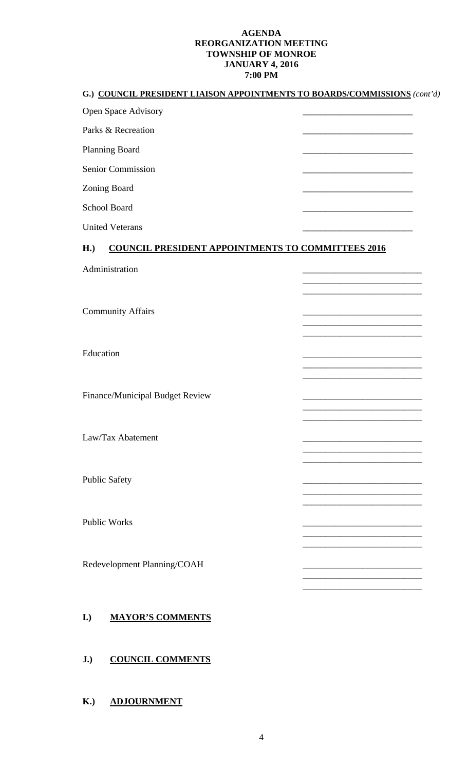**AGENDA**
**REORGANIZATION MEETING**
**TOWNSHIP OF MONROE**
**JANUARY 4, 2016**
**7:00 PM**

**G.) COUNCIL PRESIDENT LIAISON APPOINTMENTS TO BOARDS/COMMISSIONS** *(cont'd)*

Open Space Advisory ________________________

Parks & Recreation ________________________

Planning Board ________________________

Senior Commission ________________________

Zoning Board ________________________

School Board ________________________

United Veterans ________________________

## H.) COUNCIL PRESIDENT APPOINTMENTS TO COMMITTEES 2016

Administration ________________________
________________________
________________________

Community Affairs ________________________
________________________
________________________

Education ________________________
________________________
________________________

Finance/Municipal Budget Review ________________________
________________________
________________________

Law/Tax Abatement ________________________
________________________
________________________

Public Safety ________________________
________________________
________________________

Public Works ________________________
________________________
________________________

Redevelopment Planning/COAH ________________________
________________________
________________________

## I.) MAYOR'S COMMENTS

## J.) COUNCIL COMMENTS

## K.) ADJOURNMENT